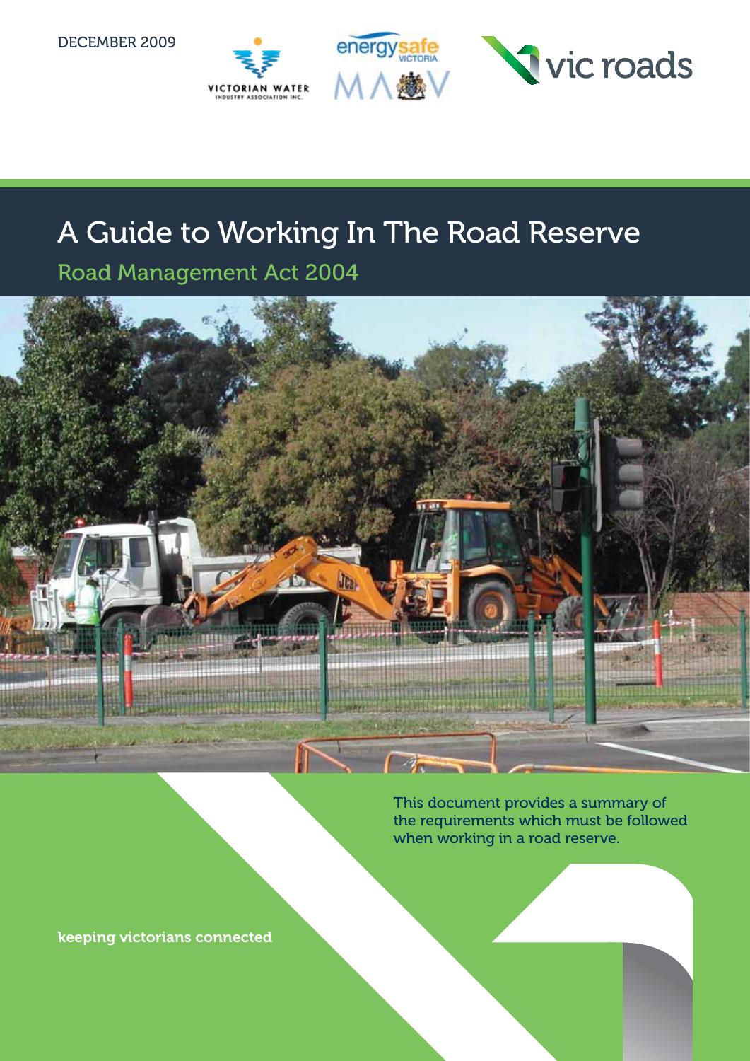DECEMBER 2009

VICTORIAN WATER INDUSTRY ASSOCIATION INC.

energysafe VICTORIA

MAV

vic roads

# A Guide to Working In The Road Reserve

## Road Management Act 2004

This document provides a summary of the requirements which must be followed when working in a road reserve.

keeping victorians connected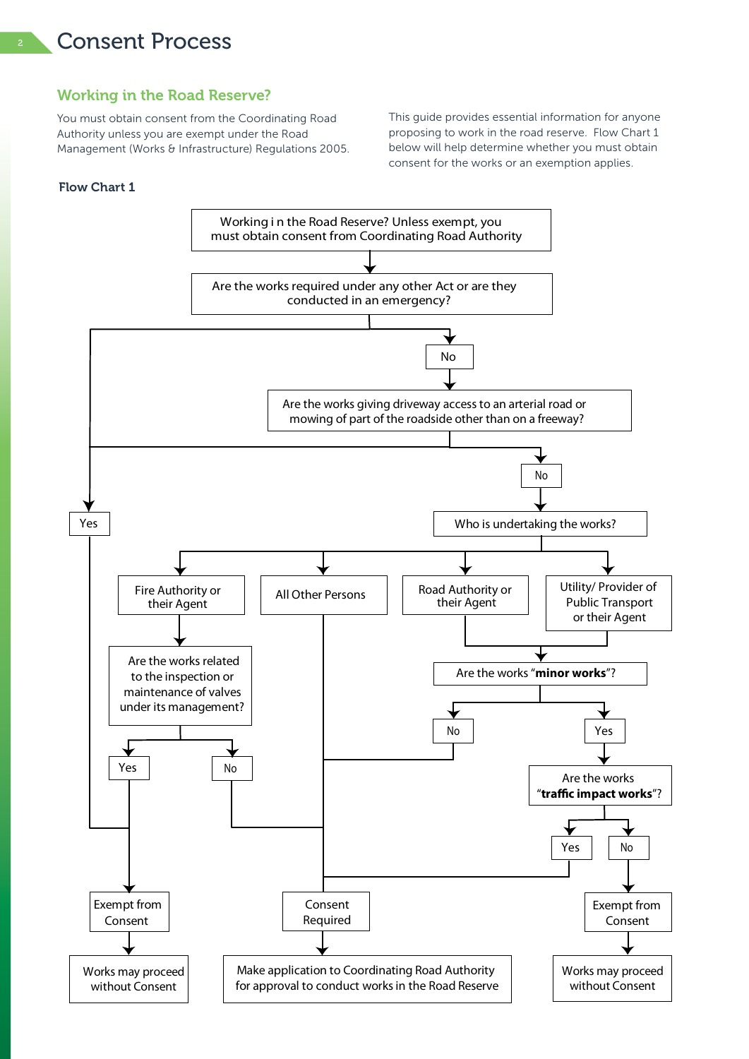# Consent Process

## Working in the Road Reserve?

You must obtain consent from the Coordinating Road Authority unless you are exempt under the Road Management (Works & Infrastructure) Regulations 2005.

This guide provides essential information for anyone proposing to work in the road reserve. Flow Chart 1 below will help determine whether you must obtain consent for the works or an exemption applies.

**Flow Chart 1**

Working i n the Road Reserve? Unless exempt, you must obtain consent from Coordinating Road Authority

Are the works required under any other Act or are they conducted in an emergency?

- Yes → Exempt from Consent → Works may proceed without Consent
- No → Are the works giving driveway access to an arterial road or mowing of part of the roadside other than on a freeway?
  - Yes → Exempt from Consent → Works may proceed without Consent
  - No → Who is undertaking the works?
    - Fire Authority or their Agent → Are the works related to the inspection or maintenance of valves under its management?
      - Yes → Exempt from Consent → Works may proceed without Consent
      - No → Consent Required → Make application to Coordinating Road Authority for approval to conduct works in the Road Reserve
    - All Other Persons → Consent Required → Make application to Coordinating Road Authority for approval to conduct works in the Road Reserve
    - Road Authority or their Agent / Utility/ Provider of Public Transport or their Agent → Are the works "**minor works**"?
      - No → Consent Required → Make application to Coordinating Road Authority for approval to conduct works in the Road Reserve
      - Yes → Are the works "**traffic impact works**"?
        - Yes → Consent Required → Make application to Coordinating Road Authority for approval to conduct works in the Road Reserve
        - No → Exempt from Consent → Works may proceed without Consent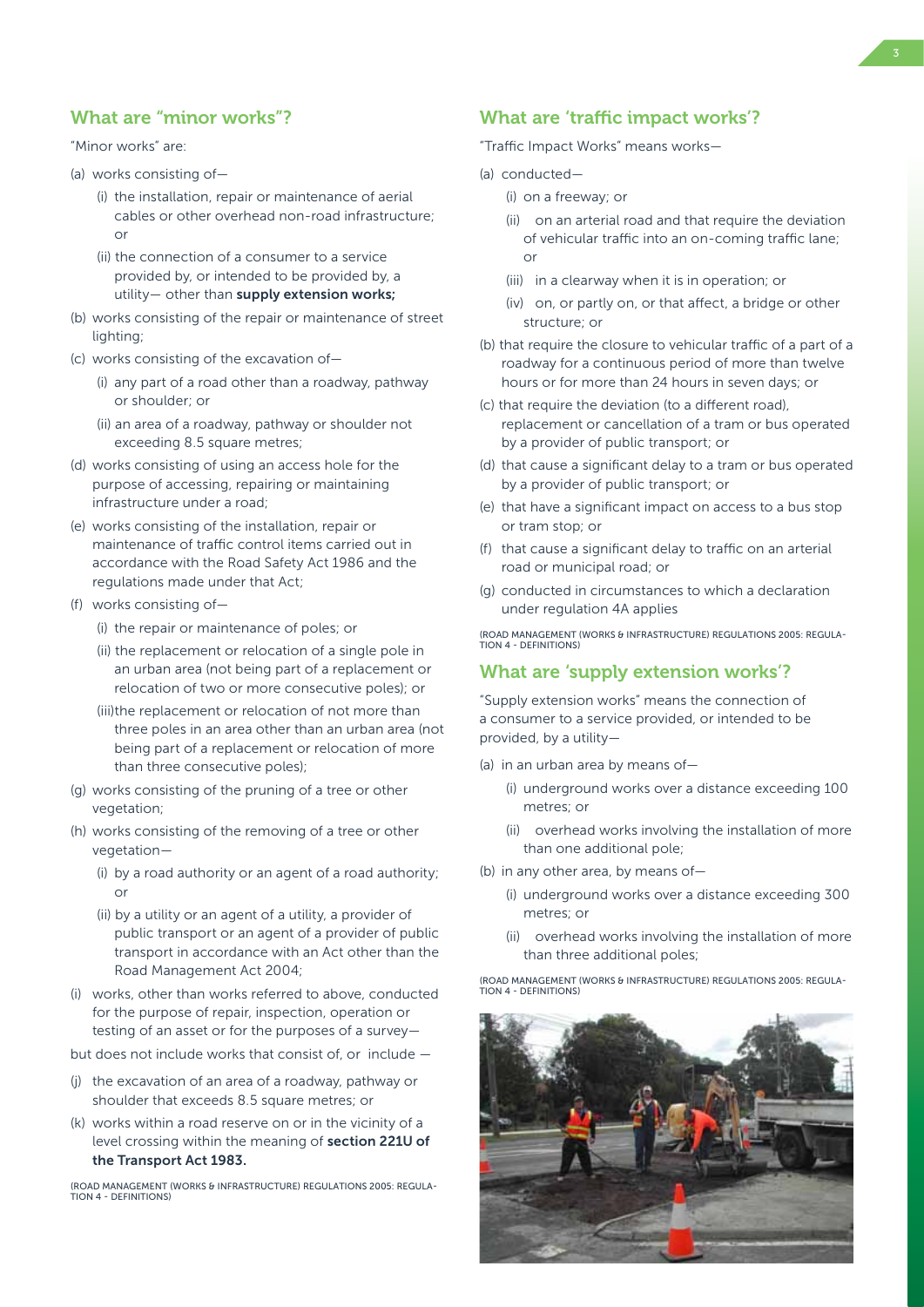## What are "minor works"?

"Minor works" are:

(a) works consisting of—

(i) the installation, repair or maintenance of aerial cables or other overhead non-road infrastructure; or

(ii) the connection of a consumer to a service provided by, or intended to be provided by, a utility— other than **supply extension works;**

(b) works consisting of the repair or maintenance of street lighting;

(c) works consisting of the excavation of—

(i) any part of a road other than a roadway, pathway or shoulder; or

(ii) an area of a roadway, pathway or shoulder not exceeding 8.5 square metres;

(d) works consisting of using an access hole for the purpose of accessing, repairing or maintaining infrastructure under a road;

(e) works consisting of the installation, repair or maintenance of traffic control items carried out in accordance with the Road Safety Act 1986 and the regulations made under that Act;

(f) works consisting of—

(i) the repair or maintenance of poles; or

(ii) the replacement or relocation of a single pole in an urban area (not being part of a replacement or relocation of two or more consecutive poles); or

(iii)the replacement or relocation of not more than three poles in an area other than an urban area (not being part of a replacement or relocation of more than three consecutive poles);

(g) works consisting of the pruning of a tree or other vegetation;

(h) works consisting of the removing of a tree or other vegetation—

(i) by a road authority or an agent of a road authority; or

(ii) by a utility or an agent of a utility, a provider of public transport or an agent of a provider of public transport in accordance with an Act other than the Road Management Act 2004;

(i) works, other than works referred to above, conducted for the purpose of repair, inspection, operation or testing of an asset or for the purposes of a survey—

but does not include works that consist of, or include —

(j) the excavation of an area of a roadway, pathway or shoulder that exceeds 8.5 square metres; or

(k) works within a road reserve on or in the vicinity of a level crossing within the meaning of **section 221U of the Transport Act 1983.**

(ROAD MANAGEMENT (WORKS & INFRASTRUCTURE) REGULATIONS 2005: REGULATION 4 - DEFINITIONS)

## What are 'traffic impact works'?

"Traffic Impact Works" means works—

(a) conducted—

(i) on a freeway; or

(ii) on an arterial road and that require the deviation of vehicular traffic into an on-coming traffic lane; or

(iii) in a clearway when it is in operation; or

(iv) on, or partly on, or that affect, a bridge or other structure; or

(b) that require the closure to vehicular traffic of a part of a roadway for a continuous period of more than twelve hours or for more than 24 hours in seven days; or

(c) that require the deviation (to a different road), replacement or cancellation of a tram or bus operated by a provider of public transport; or

(d) that cause a significant delay to a tram or bus operated by a provider of public transport; or

(e) that have a significant impact on access to a bus stop or tram stop; or

(f) that cause a significant delay to traffic on an arterial road or municipal road; or

(g) conducted in circumstances to which a declaration under regulation 4A applies

(ROAD MANAGEMENT (WORKS & INFRASTRUCTURE) REGULATIONS 2005: REGULATION 4 - DEFINITIONS)

## What are 'supply extension works'?

"Supply extension works" means the connection of a consumer to a service provided, or intended to be provided, by a utility—

(a) in an urban area by means of—

(i) underground works over a distance exceeding 100 metres; or

(ii) overhead works involving the installation of more than one additional pole;

(b) in any other area, by means of—

(i) underground works over a distance exceeding 300 metres; or

(ii) overhead works involving the installation of more than three additional poles;

(ROAD MANAGEMENT (WORKS & INFRASTRUCTURE) REGULATIONS 2005: REGULATION 4 - DEFINITIONS)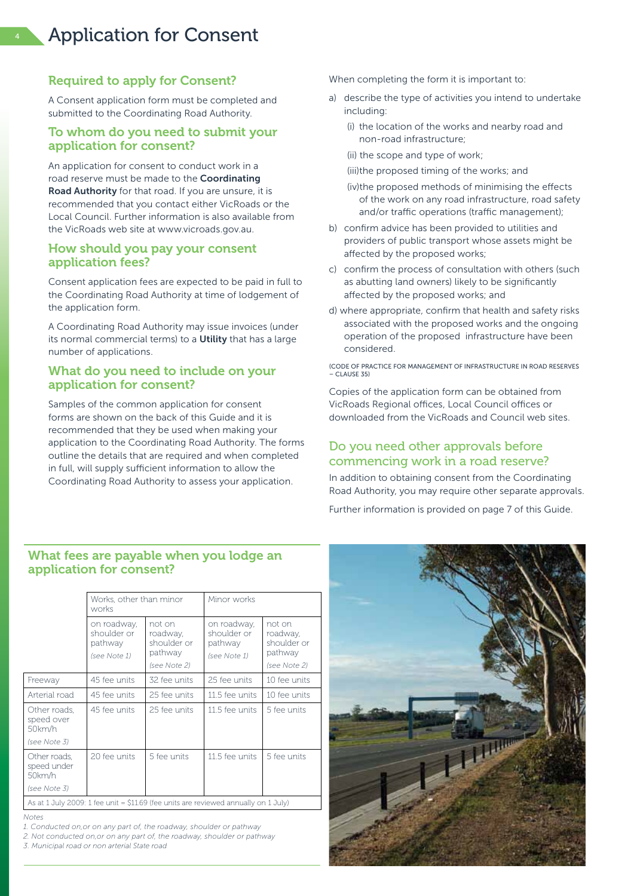# Application for Consent

## Required to apply for Consent?

A Consent application form must be completed and submitted to the Coordinating Road Authority.

## To whom do you need to submit your application for consent?

An application for consent to conduct work in a road reserve must be made to the **Coordinating Road Authority** for that road. If you are unsure, it is recommended that you contact either VicRoads or the Local Council. Further information is also available from the VicRoads web site at www.vicroads.gov.au.

## How should you pay your consent application fees?

Consent application fees are expected to be paid in full to the Coordinating Road Authority at time of lodgement of the application form.

A Coordinating Road Authority may issue invoices (under its normal commercial terms) to a **Utility** that has a large number of applications.

## What do you need to include on your application for consent?

Samples of the common application for consent forms are shown on the back of this Guide and it is recommended that they be used when making your application to the Coordinating Road Authority. The forms outline the details that are required and when completed in full, will supply sufficient information to allow the Coordinating Road Authority to assess your application.

When completing the form it is important to:

a) describe the type of activities you intend to undertake including:
   - (i) the location of the works and nearby road and non-road infrastructure;
   - (ii) the scope and type of work;
   - (iii)the proposed timing of the works; and
   - (iv)the proposed methods of minimising the effects of the work on any road infrastructure, road safety and/or traffic operations (traffic management);

b) confirm advice has been provided to utilities and providers of public transport whose assets might be affected by the proposed works;

c) confirm the process of consultation with others (such as abutting land owners) likely to be significantly affected by the proposed works; and

d) where appropriate, confirm that health and safety risks associated with the proposed works and the ongoing operation of the proposed infrastructure have been considered.

(CODE OF PRACTICE FOR MANAGEMENT OF INFRASTRUCTURE IN ROAD RESERVES – CLAUSE 35)

Copies of the application form can be obtained from VicRoads Regional offices, Local Council offices or downloaded from the VicRoads and Council web sites.

## Do you need other approvals before commencing work in a road reserve?

In addition to obtaining consent from the Coordinating Road Authority, you may require other separate approvals.

Further information is provided on page 7 of this Guide.

## What fees are payable when you lodge an application for consent?

| | Works, other than minor works | | Minor works | |
|---|---|---|---|---|
| | on roadway, shoulder or pathway *(see Note 1)* | not on roadway, shoulder or pathway *(see Note 2)* | on roadway, shoulder or pathway *(see Note 1)* | not on roadway, shoulder or pathway *(see Note 2)* |
| Freeway | 45 fee units | 32 fee units | 25 fee units | 10 fee units |
| Arterial road | 45 fee units | 25 fee units | 11.5 fee units | 10 fee units |
| Other roads, speed over 50km/h *(see Note 3)* | 45 fee units | 25 fee units | 11.5 fee units | 5 fee units |
| Other roads, speed under 50km/h *(see Note 3)* | 20 fee units | 5 fee units | 11.5 fee units | 5 fee units |
| As at 1 July 2009: 1 fee unit = $11.69 (fee units are reviewed annually on 1 July) | | | | |

*Notes*

*1. Conducted on,or on any part of, the roadway, shoulder or pathway*

*2. Not conducted on,or on any part of, the roadway, shoulder or pathway*

*3. Municipal road or non arterial State road*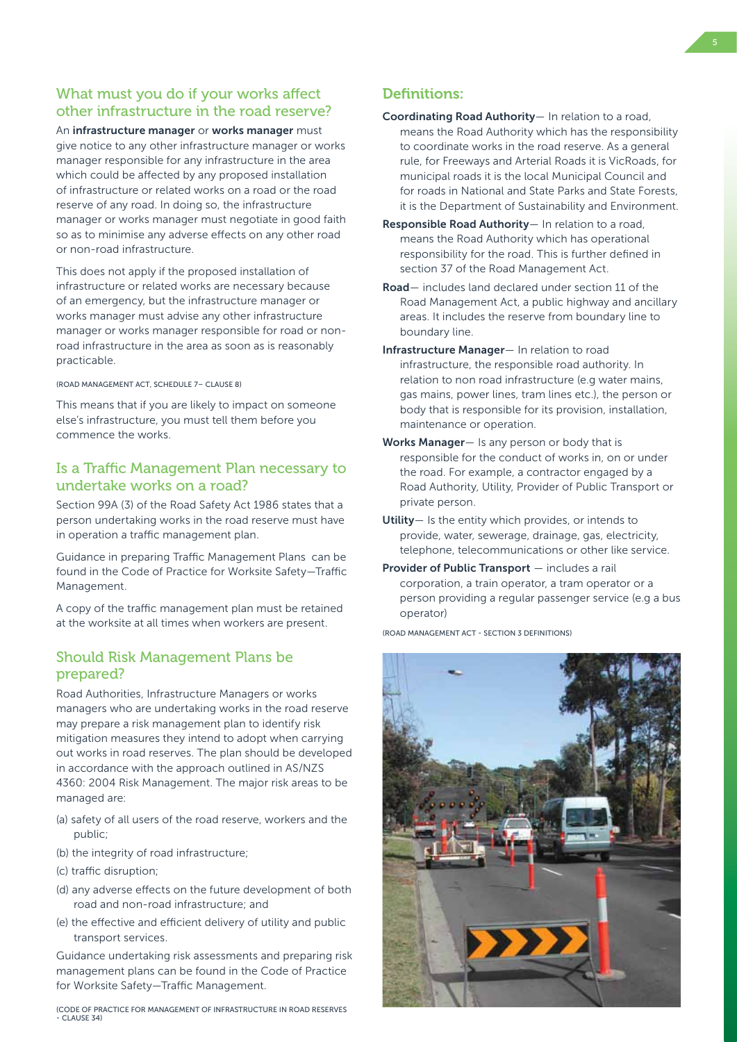## What must you do if your works affect other infrastructure in the road reserve?

An **infrastructure manager** or **works manager** must give notice to any other infrastructure manager or works manager responsible for any infrastructure in the area which could be affected by any proposed installation of infrastructure or related works on a road or the road reserve of any road. In doing so, the infrastructure manager or works manager must negotiate in good faith so as to minimise any adverse effects on any other road or non-road infrastructure.

This does not apply if the proposed installation of infrastructure or related works are necessary because of an emergency, but the infrastructure manager or works manager must advise any other infrastructure manager or works manager responsible for road or non-road infrastructure in the area as soon as is reasonably practicable.

(ROAD MANAGEMENT ACT, SCHEDULE 7– CLAUSE 8)

This means that if you are likely to impact on someone else's infrastructure, you must tell them before you commence the works.

## Is a Traffic Management Plan necessary to undertake works on a road?

Section 99A (3) of the Road Safety Act 1986 states that a person undertaking works in the road reserve must have in operation a traffic management plan.

Guidance in preparing Traffic Management Plans can be found in the Code of Practice for Worksite Safety—Traffic Management.

A copy of the traffic management plan must be retained at the worksite at all times when workers are present.

## Should Risk Management Plans be prepared?

Road Authorities, Infrastructure Managers or works managers who are undertaking works in the road reserve may prepare a risk management plan to identify risk mitigation measures they intend to adopt when carrying out works in road reserves. The plan should be developed in accordance with the approach outlined in AS/NZS 4360: 2004 Risk Management. The major risk areas to be managed are:

(a) safety of all users of the road reserve, workers and the public;

(b) the integrity of road infrastructure;

(c) traffic disruption;

(d) any adverse effects on the future development of both road and non-road infrastructure; and

(e) the effective and efficient delivery of utility and public transport services.

Guidance undertaking risk assessments and preparing risk management plans can be found in the Code of Practice for Worksite Safety—Traffic Management.

(CODE OF PRACTICE FOR MANAGEMENT OF INFRASTRUCTURE IN ROAD RESERVES - CLAUSE 34)

## Definitions:

**Coordinating Road Authority**— In relation to a road, means the Road Authority which has the responsibility to coordinate works in the road reserve. As a general rule, for Freeways and Arterial Roads it is VicRoads, for municipal roads it is the local Municipal Council and for roads in National and State Parks and State Forests, it is the Department of Sustainability and Environment.

**Responsible Road Authority**— In relation to a road, means the Road Authority which has operational responsibility for the road. This is further defined in section 37 of the Road Management Act.

**Road**— includes land declared under section 11 of the Road Management Act, a public highway and ancillary areas. It includes the reserve from boundary line to boundary line.

**Infrastructure Manager**— In relation to road infrastructure, the responsible road authority. In relation to non road infrastructure (e.g water mains, gas mains, power lines, tram lines etc.), the person or body that is responsible for its provision, installation, maintenance or operation.

**Works Manager**— Is any person or body that is responsible for the conduct of works in, on or under the road. For example, a contractor engaged by a Road Authority, Utility, Provider of Public Transport or private person.

**Utility**— Is the entity which provides, or intends to provide, water, sewerage, drainage, gas, electricity, telephone, telecommunications or other like service.

**Provider of Public Transport** — includes a rail corporation, a train operator, a tram operator or a person providing a regular passenger service (e.g a bus operator)

(ROAD MANAGEMENT ACT - SECTION 3 DEFINITIONS)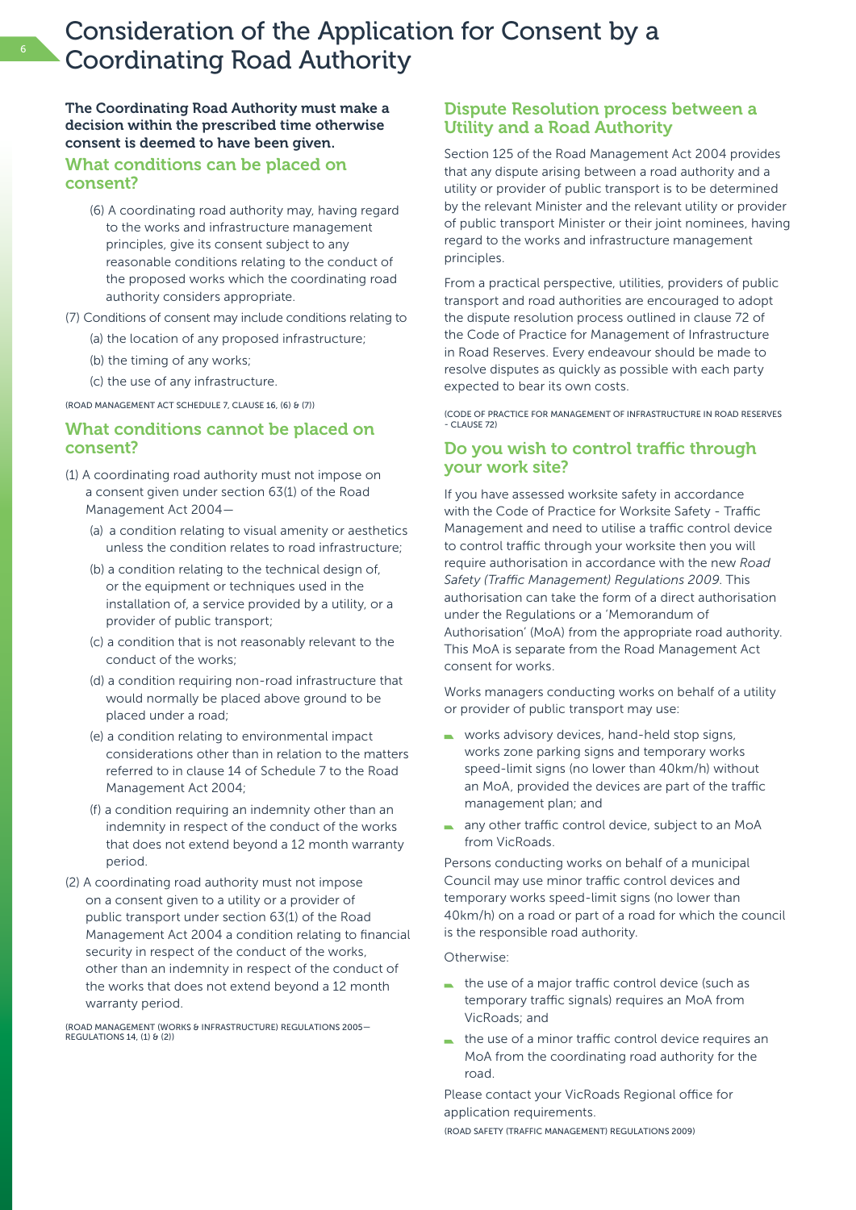# Consideration of the Application for Consent by a Coordinating Road Authority

**The Coordinating Road Authority must make a decision within the prescribed time otherwise consent is deemed to have been given.**

## What conditions can be placed on consent?

(6) A coordinating road authority may, having regard to the works and infrastructure management principles, give its consent subject to any reasonable conditions relating to the conduct of the proposed works which the coordinating road authority considers appropriate.

(7) Conditions of consent may include conditions relating to

(a) the location of any proposed infrastructure;

(b) the timing of any works;

(c) the use of any infrastructure.

(ROAD MANAGEMENT ACT SCHEDULE 7, CLAUSE 16, (6) & (7))

## What conditions cannot be placed on consent?

(1) A coordinating road authority must not impose on a consent given under section 63(1) of the Road Management Act 2004—

(a) a condition relating to visual amenity or aesthetics unless the condition relates to road infrastructure;

(b) a condition relating to the technical design of, or the equipment or techniques used in the installation of, a service provided by a utility, or a provider of public transport;

(c) a condition that is not reasonably relevant to the conduct of the works;

(d) a condition requiring non-road infrastructure that would normally be placed above ground to be placed under a road;

(e) a condition relating to environmental impact considerations other than in relation to the matters referred to in clause 14 of Schedule 7 to the Road Management Act 2004;

(f) a condition requiring an indemnity other than an indemnity in respect of the conduct of the works that does not extend beyond a 12 month warranty period.

(2) A coordinating road authority must not impose on a consent given to a utility or a provider of public transport under section 63(1) of the Road Management Act 2004 a condition relating to financial security in respect of the conduct of the works, other than an indemnity in respect of the conduct of the works that does not extend beyond a 12 month warranty period.

(ROAD MANAGEMENT (WORKS & INFRASTRUCTURE) REGULATIONS 2005—REGULATIONS 14, (1) & (2))

## Dispute Resolution process between a Utility and a Road Authority

Section 125 of the Road Management Act 2004 provides that any dispute arising between a road authority and a utility or provider of public transport is to be determined by the relevant Minister and the relevant utility or provider of public transport Minister or their joint nominees, having regard to the works and infrastructure management principles.

From a practical perspective, utilities, providers of public transport and road authorities are encouraged to adopt the dispute resolution process outlined in clause 72 of the Code of Practice for Management of Infrastructure in Road Reserves. Every endeavour should be made to resolve disputes as quickly as possible with each party expected to bear its own costs.

(CODE OF PRACTICE FOR MANAGEMENT OF INFRASTRUCTURE IN ROAD RESERVES - CLAUSE 72)

## Do you wish to control traffic through your work site?

If you have assessed worksite safety in accordance with the Code of Practice for Worksite Safety - Traffic Management and need to utilise a traffic control device to control traffic through your worksite then you will require authorisation in accordance with the new *Road Safety (Traffic Management) Regulations 2009*. This authorisation can take the form of a direct authorisation under the Regulations or a 'Memorandum of Authorisation' (MoA) from the appropriate road authority. This MoA is separate from the Road Management Act consent for works.

Works managers conducting works on behalf of a utility or provider of public transport may use:

- works advisory devices, hand-held stop signs, works zone parking signs and temporary works speed-limit signs (no lower than 40km/h) without an MoA, provided the devices are part of the traffic management plan; and
- any other traffic control device, subject to an MoA from VicRoads.

Persons conducting works on behalf of a municipal Council may use minor traffic control devices and temporary works speed-limit signs (no lower than 40km/h) on a road or part of a road for which the council is the responsible road authority.

Otherwise:

- the use of a major traffic control device (such as temporary traffic signals) requires an MoA from VicRoads; and
- the use of a minor traffic control device requires an MoA from the coordinating road authority for the road.

Please contact your VicRoads Regional office for application requirements.

(ROAD SAFETY (TRAFFIC MANAGEMENT) REGULATIONS 2009)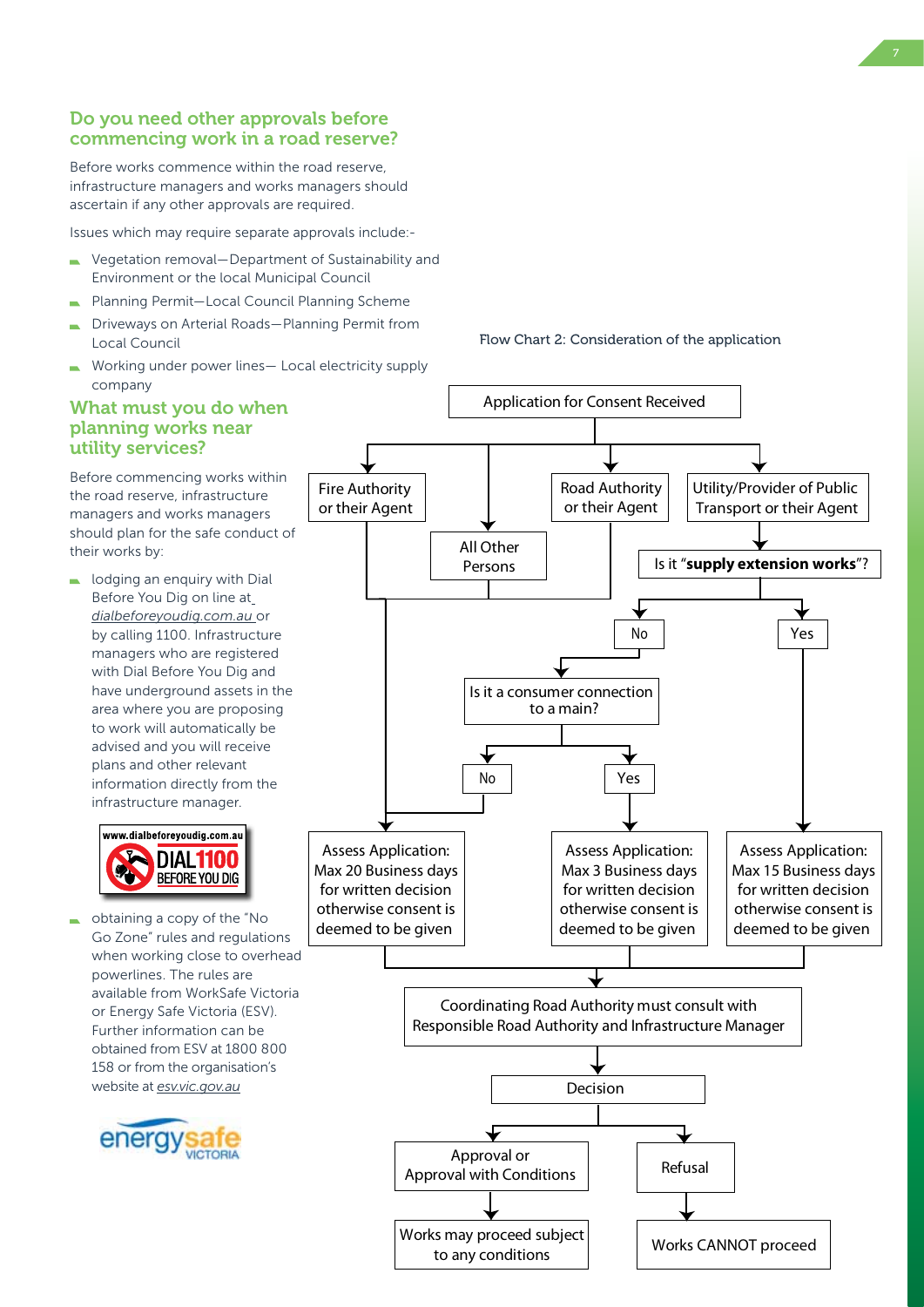## Do you need other approvals before commencing work in a road reserve?

Before works commence within the road reserve, infrastructure managers and works managers should ascertain if any other approvals are required.

Issues which may require separate approvals include:-

- Vegetation removal—Department of Sustainability and Environment or the local Municipal Council
- Planning Permit—Local Council Planning Scheme
- Driveways on Arterial Roads—Planning Permit from Local Council
- Working under power lines— Local electricity supply company

## What must you do when planning works near utility services?

Before commencing works within the road reserve, infrastructure managers and works managers should plan for the safe conduct of their works by:

- lodging an enquiry with Dial Before You Dig on line at *dialbeforeyoudig.com.au* or by calling 1100. Infrastructure managers who are registered with Dial Before You Dig and have underground assets in the area where you are proposing to work will automatically be advised and you will receive plans and other relevant information directly from the infrastructure manager.
- obtaining a copy of the "No Go Zone" rules and regulations when working close to overhead powerlines. The rules are available from WorkSafe Victoria or Energy Safe Victoria (ESV). Further information can be obtained from ESV at 1800 800 158 or from the organisation's website at *esv.vic.gov.au*

Flow Chart 2: Consideration of the application

- Application for Consent Received
  - Fire Authority or their Agent → Assess Application: Max 20 Business days for written decision otherwise consent is deemed to be given
  - All Other Persons → Assess Application: Max 20 Business days for written decision otherwise consent is deemed to be given
  - Road Authority or their Agent → Assess Application: Max 20 Business days for written decision otherwise consent is deemed to be given
  - Utility/Provider of Public Transport or their Agent → Is it "**supply extension works**"?
    - Yes → Assess Application: Max 15 Business days for written decision otherwise consent is deemed to be given
    - No → Is it a consumer connection to a main?
      - Yes → Assess Application: Max 3 Business days for written decision otherwise consent is deemed to be given
      - No → Assess Application: Max 20 Business days for written decision otherwise consent is deemed to be given
- All assessments → Coordinating Road Authority must consult with Responsible Road Authority and Infrastructure Manager → Decision
  - Approval or Approval with Conditions → Works may proceed subject to any conditions
  - Refusal → Works CANNOT proceed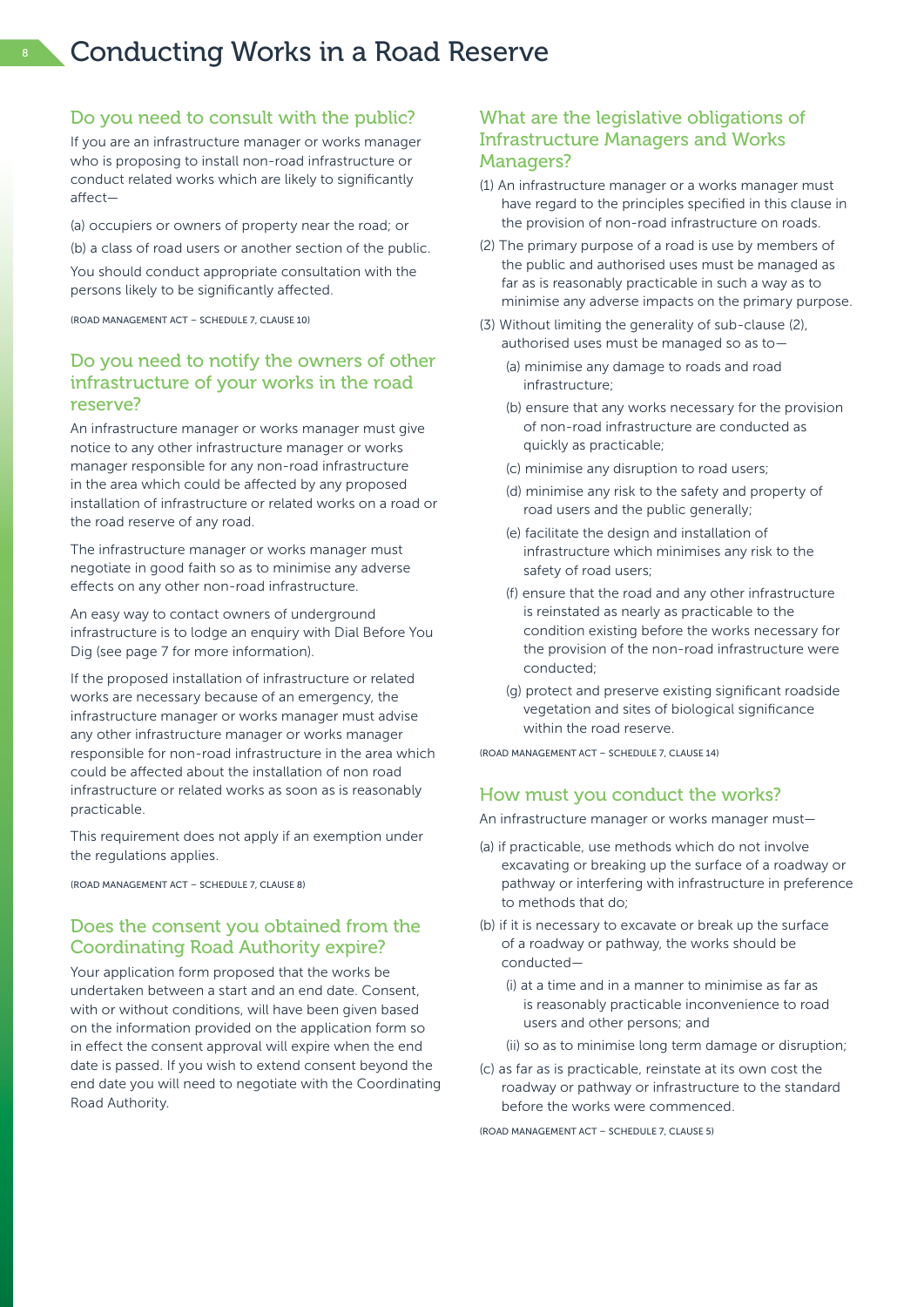# Conducting Works in a Road Reserve

## Do you need to consult with the public?

If you are an infrastructure manager or works manager who is proposing to install non-road infrastructure or conduct related works which are likely to significantly affect—

(a) occupiers or owners of property near the road; or

(b) a class of road users or another section of the public.

You should conduct appropriate consultation with the persons likely to be significantly affected.

(ROAD MANAGEMENT ACT – SCHEDULE 7, CLAUSE 10)

## Do you need to notify the owners of other infrastructure of your works in the road reserve?

An infrastructure manager or works manager must give notice to any other infrastructure manager or works manager responsible for any non-road infrastructure in the area which could be affected by any proposed installation of infrastructure or related works on a road or the road reserve of any road.

The infrastructure manager or works manager must negotiate in good faith so as to minimise any adverse effects on any other non-road infrastructure.

An easy way to contact owners of underground infrastructure is to lodge an enquiry with Dial Before You Dig (see page 7 for more information).

If the proposed installation of infrastructure or related works are necessary because of an emergency, the infrastructure manager or works manager must advise any other infrastructure manager or works manager responsible for non-road infrastructure in the area which could be affected about the installation of non road infrastructure or related works as soon as is reasonably practicable.

This requirement does not apply if an exemption under the regulations applies.

(ROAD MANAGEMENT ACT – SCHEDULE 7, CLAUSE 8)

## Does the consent you obtained from the Coordinating Road Authority expire?

Your application form proposed that the works be undertaken between a start and an end date. Consent, with or without conditions, will have been given based on the information provided on the application form so in effect the consent approval will expire when the end date is passed. If you wish to extend consent beyond the end date you will need to negotiate with the Coordinating Road Authority.

## What are the legislative obligations of Infrastructure Managers and Works Managers?

(1) An infrastructure manager or a works manager must have regard to the principles specified in this clause in the provision of non-road infrastructure on roads.

(2) The primary purpose of a road is use by members of the public and authorised uses must be managed as far as is reasonably practicable in such a way as to minimise any adverse impacts on the primary purpose.

(3) Without limiting the generality of sub-clause (2), authorised uses must be managed so as to—

- (a) minimise any damage to roads and road infrastructure;
- (b) ensure that any works necessary for the provision of non-road infrastructure are conducted as quickly as practicable;
- (c) minimise any disruption to road users;
- (d) minimise any risk to the safety and property of road users and the public generally;
- (e) facilitate the design and installation of infrastructure which minimises any risk to the safety of road users;
- (f) ensure that the road and any other infrastructure is reinstated as nearly as practicable to the condition existing before the works necessary for the provision of the non-road infrastructure were conducted;
- (g) protect and preserve existing significant roadside vegetation and sites of biological significance within the road reserve.

(ROAD MANAGEMENT ACT – SCHEDULE 7, CLAUSE 14)

## How must you conduct the works?

An infrastructure manager or works manager must—

(a) if practicable, use methods which do not involve excavating or breaking up the surface of a roadway or pathway or interfering with infrastructure in preference to methods that do;

(b) if it is necessary to excavate or break up the surface of a roadway or pathway, the works should be conducted—

- (i) at a time and in a manner to minimise as far as is reasonably practicable inconvenience to road users and other persons; and
- (ii) so as to minimise long term damage or disruption;

(c) as far as is practicable, reinstate at its own cost the roadway or pathway or infrastructure to the standard before the works were commenced.

(ROAD MANAGEMENT ACT – SCHEDULE 7, CLAUSE 5)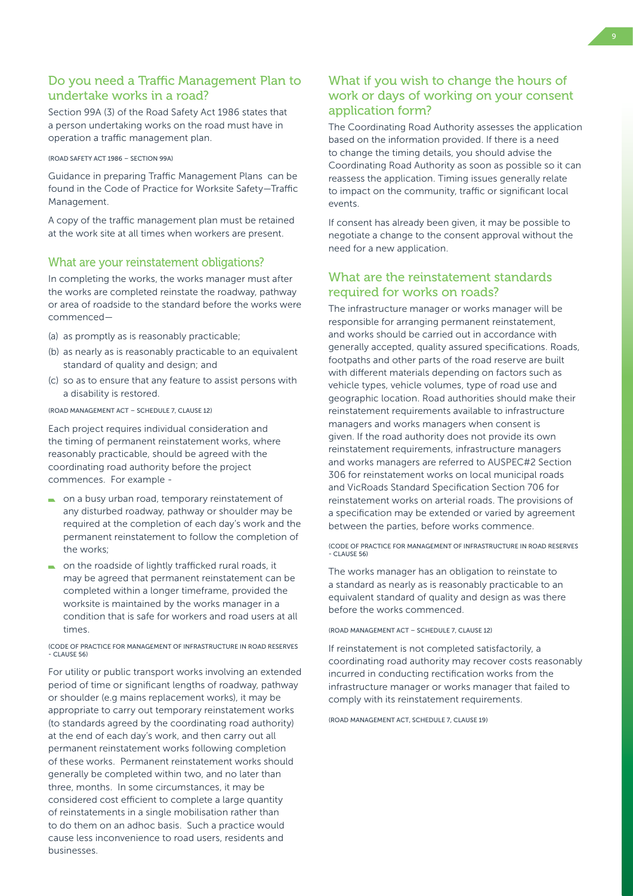## Do you need a Traffic Management Plan to undertake works in a road?

Section 99A (3) of the Road Safety Act 1986 states that a person undertaking works on the road must have in operation a traffic management plan.

(ROAD SAFETY ACT 1986 – SECTION 99A)

Guidance in preparing Traffic Management Plans can be found in the Code of Practice for Worksite Safety—Traffic Management.

A copy of the traffic management plan must be retained at the work site at all times when workers are present.

## What are your reinstatement obligations?

In completing the works, the works manager must after the works are completed reinstate the roadway, pathway or area of roadside to the standard before the works were commenced—

(a) as promptly as is reasonably practicable;

(b) as nearly as is reasonably practicable to an equivalent standard of quality and design; and

(c) so as to ensure that any feature to assist persons with a disability is restored.

(ROAD MANAGEMENT ACT – SCHEDULE 7, CLAUSE 12)

Each project requires individual consideration and the timing of permanent reinstatement works, where reasonably practicable, should be agreed with the coordinating road authority before the project commences. For example -

- on a busy urban road, temporary reinstatement of any disturbed roadway, pathway or shoulder may be required at the completion of each day's work and the permanent reinstatement to follow the completion of the works;
- on the roadside of lightly trafficked rural roads, it may be agreed that permanent reinstatement can be completed within a longer timeframe, provided the worksite is maintained by the works manager in a condition that is safe for workers and road users at all times.

(CODE OF PRACTICE FOR MANAGEMENT OF INFRASTRUCTURE IN ROAD RESERVES - CLAUSE 56)

For utility or public transport works involving an extended period of time or significant lengths of roadway, pathway or shoulder (e.g mains replacement works), it may be appropriate to carry out temporary reinstatement works (to standards agreed by the coordinating road authority) at the end of each day's work, and then carry out all permanent reinstatement works following completion of these works. Permanent reinstatement works should generally be completed within two, and no later than three, months. In some circumstances, it may be considered cost efficient to complete a large quantity of reinstatements in a single mobilisation rather than to do them on an adhoc basis. Such a practice would cause less inconvenience to road users, residents and businesses.

## What if you wish to change the hours of work or days of working on your consent application form?

The Coordinating Road Authority assesses the application based on the information provided. If there is a need to change the timing details, you should advise the Coordinating Road Authority as soon as possible so it can reassess the application. Timing issues generally relate to impact on the community, traffic or significant local events.

If consent has already been given, it may be possible to negotiate a change to the consent approval without the need for a new application.

## What are the reinstatement standards required for works on roads?

The infrastructure manager or works manager will be responsible for arranging permanent reinstatement, and works should be carried out in accordance with generally accepted, quality assured specifications. Roads, footpaths and other parts of the road reserve are built with different materials depending on factors such as vehicle types, vehicle volumes, type of road use and geographic location. Road authorities should make their reinstatement requirements available to infrastructure managers and works managers when consent is given. If the road authority does not provide its own reinstatement requirements, infrastructure managers and works managers are referred to AUSPEC#2 Section 306 for reinstatement works on local municipal roads and VicRoads Standard Specification Section 706 for reinstatement works on arterial roads. The provisions of a specification may be extended or varied by agreement between the parties, before works commence.

(CODE OF PRACTICE FOR MANAGEMENT OF INFRASTRUCTURE IN ROAD RESERVES - CLAUSE 56)

The works manager has an obligation to reinstate to a standard as nearly as is reasonably practicable to an equivalent standard of quality and design as was there before the works commenced.

(ROAD MANAGEMENT ACT – SCHEDULE 7, CLAUSE 12)

If reinstatement is not completed satisfactorily, a coordinating road authority may recover costs reasonably incurred in conducting rectification works from the infrastructure manager or works manager that failed to comply with its reinstatement requirements.

(ROAD MANAGEMENT ACT, SCHEDULE 7, CLAUSE 19)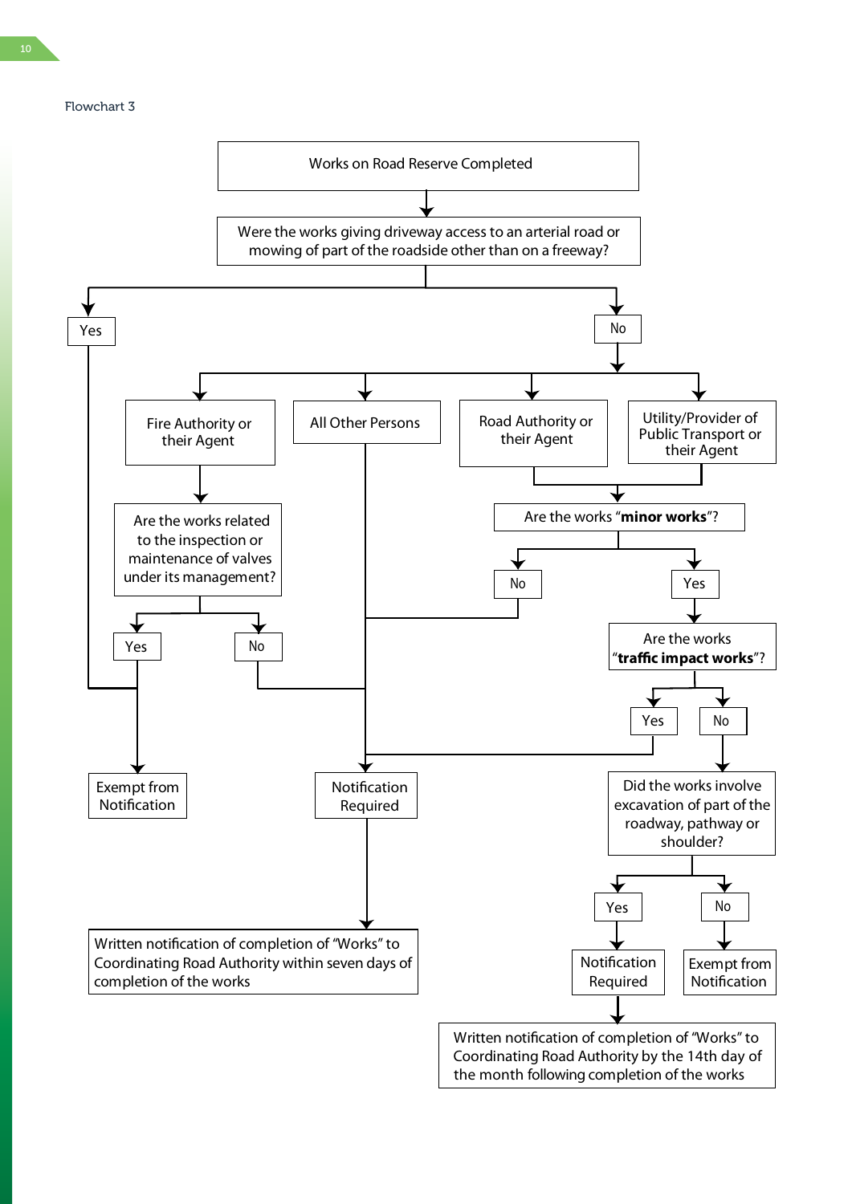Flowchart 3

- **Works on Road Reserve Completed**
  - Were the works giving driveway access to an arterial road or mowing of part of the roadside other than on a freeway?
    - **Yes** → Exempt from Notification
    - **No** →
      - **Fire Authority or their Agent**
        - Are the works related to the inspection or maintenance of valves under its management?
          - **Yes** → Exempt from Notification
          - **No** → Notification Required
      - **All Other Persons** → Notification Required
      - **Road Authority or their Agent** / **Utility/Provider of Public Transport or their Agent**
        - Are the works "**minor works**"?
          - **No** → Notification Required
          - **Yes** → Are the works "**traffic impact works**"?
            - **Yes** → Notification Required
            - **No** → Did the works involve excavation of part of the roadway, pathway or shoulder?
              - **Yes** → Notification Required → Written notification of completion of "Works" to Coordinating Road Authority by the 14th day of the month following completion of the works
              - **No** → Exempt from Notification

Notification Required → Written notification of completion of "Works" to Coordinating Road Authority within seven days of completion of the works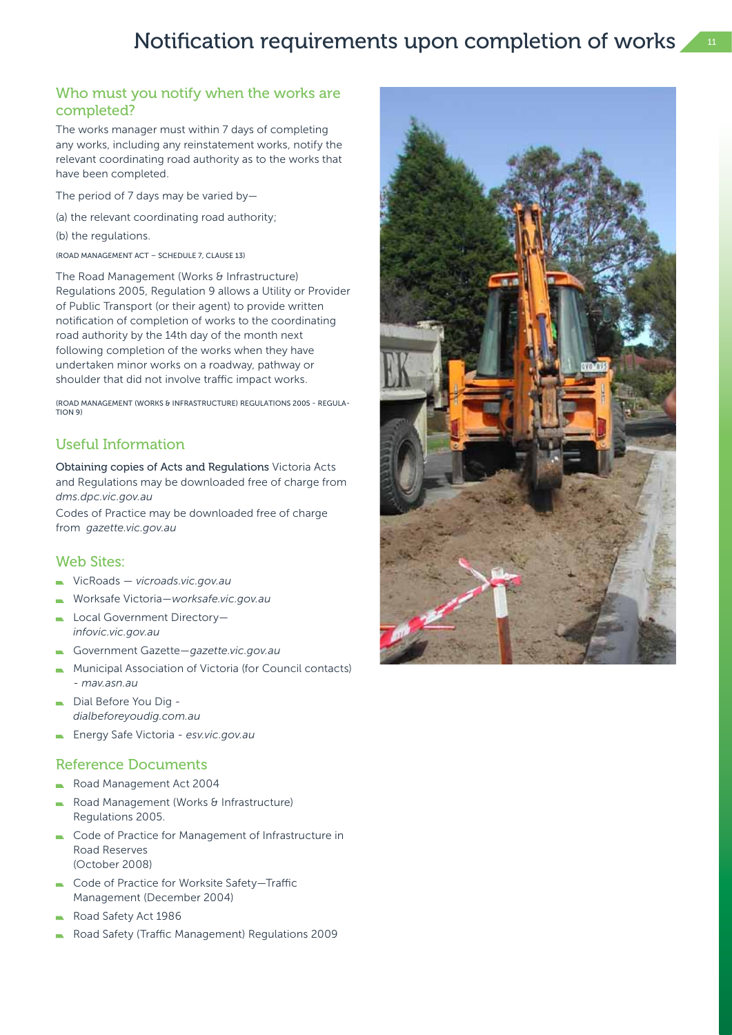# Notification requirements upon completion of works

## Who must you notify when the works are completed?

The works manager must within 7 days of completing any works, including any reinstatement works, notify the relevant coordinating road authority as to the works that have been completed.

The period of 7 days may be varied by—

(a) the relevant coordinating road authority;

(b) the regulations.

(ROAD MANAGEMENT ACT – SCHEDULE 7, CLAUSE 13)

The Road Management (Works & Infrastructure) Regulations 2005, Regulation 9 allows a Utility or Provider of Public Transport (or their agent) to provide written notification of completion of works to the coordinating road authority by the 14th day of the month next following completion of the works when they have undertaken minor works on a roadway, pathway or shoulder that did not involve traffic impact works.

(ROAD MANAGEMENT (WORKS & INFRASTRUCTURE) REGULATIONS 2005 - REGULATION 9)

## Useful Information

**Obtaining copies of Acts and Regulations** Victoria Acts and Regulations may be downloaded free of charge from *dms.dpc.vic.gov.au*

Codes of Practice may be downloaded free of charge from *gazette.vic.gov.au*

## Web Sites:

- VicRoads — *vicroads.vic.gov.au*
- Worksafe Victoria—*worksafe.vic.gov.au*
- Local Government Directory—*infovic.vic.gov.au*
- Government Gazette—*gazette.vic.gov.au*
- Municipal Association of Victoria (for Council contacts) - *mav.asn.au*
- Dial Before You Dig - *dialbeforeyoudig.com.au*
- Energy Safe Victoria - *esv.vic.gov.au*

## Reference Documents

- Road Management Act 2004
- Road Management (Works & Infrastructure) Regulations 2005.
- Code of Practice for Management of Infrastructure in Road Reserves (October 2008)
- Code of Practice for Worksite Safety—Traffic Management (December 2004)
- Road Safety Act 1986
- Road Safety (Traffic Management) Regulations 2009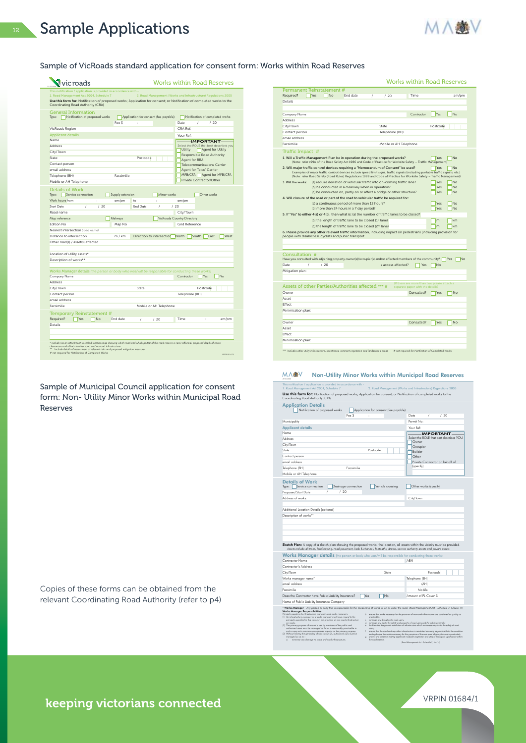# Sample Applications

Sample of VicRoads standard application for consent form: Works within Road Reserves

**vicroads** — Works within Road Reserves

This notification / application is provided in accordance with -
1. Road Management Act 2004, Schedule 7
2. Road Management (Works and Infrastructure) Regulations 2005

**Use this form for:** Notification of proposed works; Application for consent; or Notification of completed works to the Coordinating Road Authority (CRA)

**General Information**

Type: Notification of proposed works / Application for consent (fee payable) / Notification of completed works

Fee $ | Date / / 20

VicRoads Region | CRA Ref:

**Applicant details** | Your Ref:

Name | Address | City/Town | State | Postcode | Contact person | email address | Telephone (BH) | Facsimile | Mobile or AH Telephone

**IMPORTANT** – Select the ROLE that best describes you: Utility / Agent for Utility / Responsible Road Authority / Agent for RRA / Telecommunications Carrier / Agent for Telco' Carrier / MFB/CFA / Agent for MFB/CFA / Private Contractor/Other

**Details of Work**

Type: Service connection / Supply extension / Minor works / Other works

Work hours from : am/pm to : am/pm

Start Date / / 20 | End Date / / 20

Road name | City/Town

Map reference: Melways / VicRoads Country Directory

Edition No | Map No | Grid Reference

Nearest intersection (road name)

Distance to intersection m / km | Direction to intersection: North / South / East / West

Other road(s) / asset(s) affected

Location of utility assets*

Description of works**

**Works Manager details** (the person or body who was/will be responsible for conducting these works)

Company Name | Contractor Yes / No | Address | City/Town | State | Postcode | Contact person | Telephone (BH) | email address | Facsimile | Mobile or AH Telephone

**Temporary Reinstatement #**

Required? Yes / No | End date / / 20 | Time : am/pm

Details

\* include (as an attachment) a scaled location map showing which road and which part(s) of the road reserve is (are) affected, proposed depth of cover, clearances and offsets to other road and non-road infrastructure

\*\* Include details of assessment of relevant risks and proposed mitigation measures

\# not required for Notification of Completed Works

VRPIN 01673

**Works within Road Reserves**

**Permanent Reinstatement #**

Required? Yes / No | End date / / 20 | Time : am/pm

Details

Company Name | Contractor Yes / No | Address | City/Town | State | Postcode | Contact person | Telephone (BH) | email address | Facsimile | Mobile or AH Telephone

**Traffic Impact #**

1. Will a Traffic Management Plan be in operation during the proposed works? Yes / No
(Note: refer s99A of the Road Safety Act 1986 and Code of Practice for Worksite Safety – Traffic Management)

2. Will major traffic control devices requiring a "Memorandum of Consent" be used? Yes / No
Examples of major traffic control devices include speed limit signs, traffic signals (including portable traffic signals, etc.)
(Note: refer Road Safety (Road Rules) Regulations 1999 and Code of Practice for Worksite Safety – Traffic Management)

3. Will the works: (a) require deviation of vehicular traffic into on-coming traffic lane? Yes / No
(b) be conducted in a clearway when in operation? Yes / No
(c) be conducted on, partly on or affect a bridge or other structure? Yes / No

4. Will closure of the road or part of the road to vehicular traffic be required for:
(a) a continuous period of more than 12 hours? Yes / No
(b) more than 24 hours in a 7 day period? Yes / No

5. If "Yes" to either 4(a) or 4(b), then what is: (a) the number of traffic lanes to be closed?
(b) the length of traffic lane to be closed (1st lane) m / km
(c) the length of traffic lane to be closed (2nd lane) m / km

6. Please provide any other relevant traffic information, including impact on pedestrians (including provision for people with disabilities), cyclists and public transport

**Consultation #**

Have you consulted with adjoining property owner(s)/occupier(s) and/or affected members of the community? Yes / No

Date / / 20 | Is access affected? Yes / No

Mitigation plan:

**Assets of other Parties/Authorities affected \*\*\* #** (If there are more than two please attach a separate paper with the details)

Owner | Consulted? Yes / No | Asset | Effect | Minimisation plan:

Owner | Consulted? Yes / No | Asset | Effect | Minimisation plan:

\*\*\* Includes other utility infrastructure, street trees, remnant vegetation and landscaped areas # not required for Notification of Completed Works

Sample of Municipal Council application for consent form: Non- Utility Minor Works within Municipal Road Reserves

**MAV — Non-Utility Minor Works within Municipal Road Reserves**

This notification / application is provided in accordance with -
1. Road Management Act 2004, Schedule 7
2. Road Management (Works and Infrastructure) Regulations 2005

**Use this form for:** Notification of proposed works; Application for consent; or Notification of completed works to the Coordinating Road Authority (CRA)

**Application Details**

Notification of proposed works / Application for consent (fee payable) | Fee $ | Date / / 20

Municipality | Permit No:

**Applicant details** | Your Ref:

Name | Address | City/Town | State | Postcode | Contact person | email address | Telephone (BH) | Facsimile | Mobile or AH Telephone

**IMPORTANT** – Select the ROLE that best describes YOU: Owner / Occupier / Builder / Other / Private Contractor on behalf of (specify)

**Details of Work**

Type: Service connection / Drainage connection / Vehicle crossing / Other works (specify)

Proposed Start Date / / 20

Address of works: | City/Town

Additional Location Details (optional)

Description of works\*\*

**Sketch Plan:** A copy of a sketch plan showing the proposed works, the location, all assets within the vicinity must be provided. Assets include all trees, landscaping, road pavement, kerb & channel, footpaths, drains, service authority assets and private assets

**Works Manager details** (the person or body who was/will be responsible for conducting these works)

Contractor Name | ABN | Contractor's Address | City/Town | State | Postcode | Works manager name\* | Telephone (BH) | email address | (AH) | Facsimile | Mobile

Does the Contractor have Public Liability Insurance? Yes / No | Amount of PL Cover $

Name of Public Liability Insurance Company

\* Works Manager – Any person or body that is responsible for the conducting of works in, on or under the road. (Road Management Act – Schedule 7, Clause 14)

Copies of these forms can be obtained from the relevant Coordinating Road Authority (refer to p4)

keeping victorians connected

VRPIN 01684/1